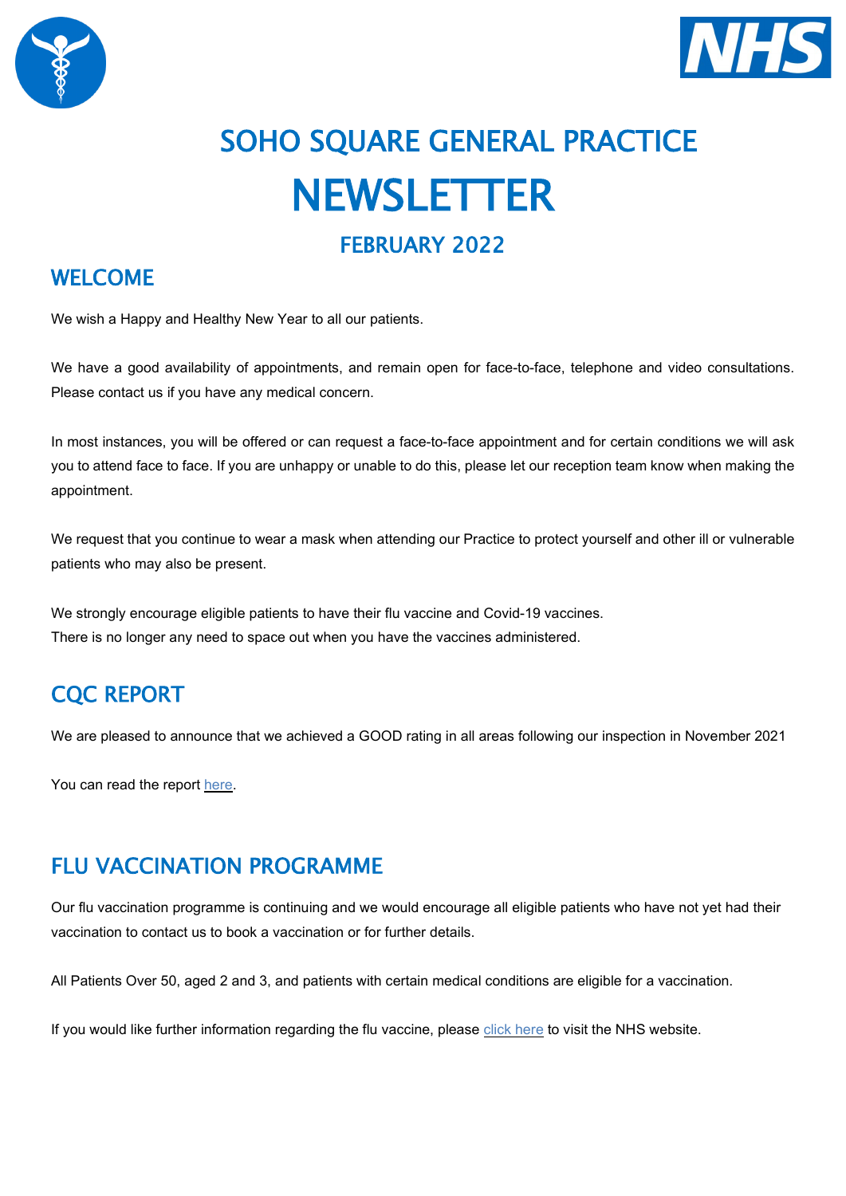# SOHO SQUARE GENERAL PRACTICE

# NEWSLETTER

## FEBRUARY 2022

## WELCOME

We wish a Happy and Healthy New Year to all our patients.

We have a good availability of appointments, and remain open for face-to-face, telephone and video consultations. Please contact us if you have any medical concern.

In most instances, you will be offered or can request a face-to-face appointment and for certain conditions we will ask you to attend face to face. If you are unhappy or unable to do this, please let our reception team know when making the appointment.

We request that you continue to wear a mask when attending our Practice to protect yourself and other ill or vulnerable patients who may also be present.

We strongly encourage eligible patients to have their flu vaccine and Covid-19 vaccines.
There is no longer any need to space out when you have the vaccines administered.

## CQC REPORT

We are pleased to announce that we achieved a GOOD rating in all areas following our inspection in November 2021

You can read the report here.

## FLU VACCINATION PROGRAMME

Our flu vaccination programme is continuing and we would encourage all eligible patients who have not yet had their vaccination to contact us to book a vaccination or for further details.

All Patients Over 50, aged 2 and 3, and patients with certain medical conditions are eligible for a vaccination.

If you would like further information regarding the flu vaccine, please click here to visit the NHS website.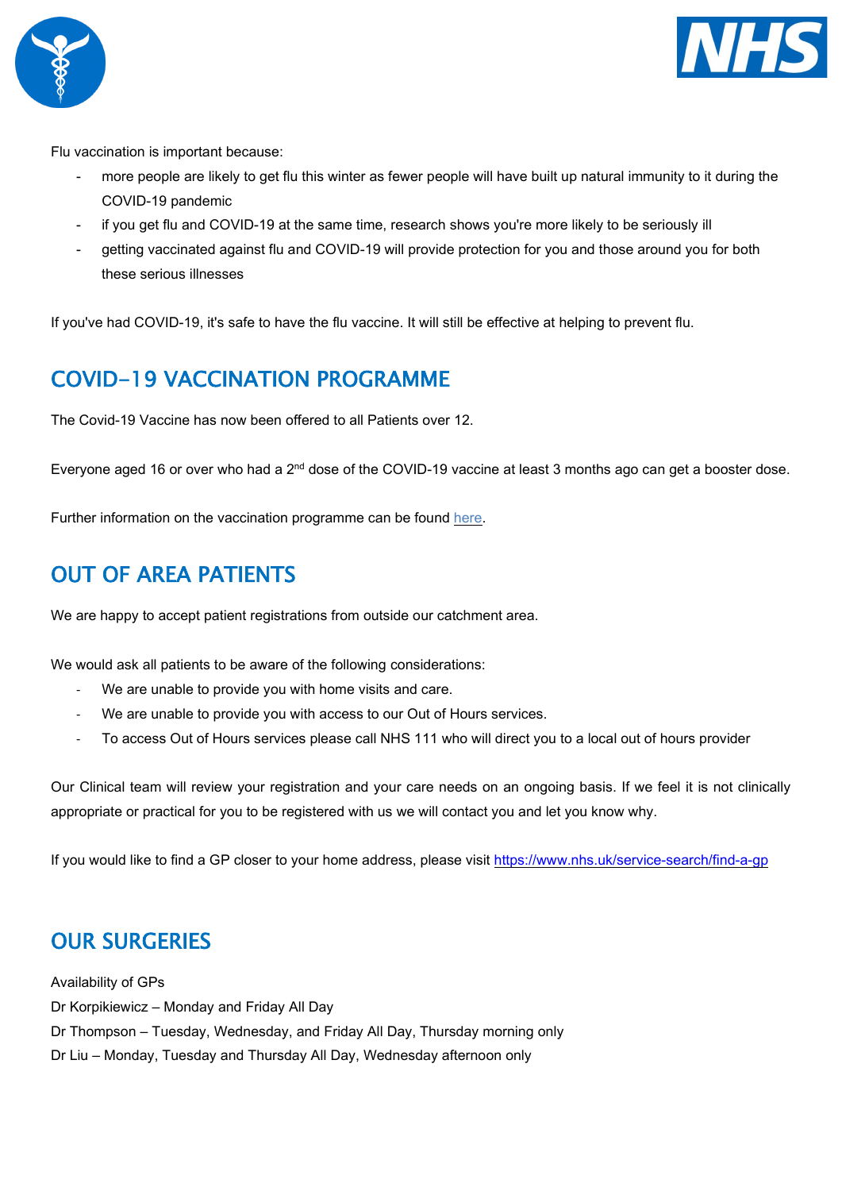Flu vaccination is important because:

- more people are likely to get flu this winter as fewer people will have built up natural immunity to it during the COVID-19 pandemic
- if you get flu and COVID-19 at the same time, research shows you're more likely to be seriously ill
- getting vaccinated against flu and COVID-19 will provide protection for you and those around you for both these serious illnesses

If you've had COVID-19, it's safe to have the flu vaccine. It will still be effective at helping to prevent flu.

## COVID-19 VACCINATION PROGRAMME

The Covid-19 Vaccine has now been offered to all Patients over 12.

Everyone aged 16 or over who had a 2nd dose of the COVID-19 vaccine at least 3 months ago can get a booster dose.

Further information on the vaccination programme can be found [here](here).

## OUT OF AREA PATIENTS

We are happy to accept patient registrations from outside our catchment area.

We would ask all patients to be aware of the following considerations:

- We are unable to provide you with home visits and care.
- We are unable to provide you with access to our Out of Hours services.
- To access Out of Hours services please call NHS 111 who will direct you to a local out of hours provider

Our Clinical team will review your registration and your care needs on an ongoing basis. If we feel it is not clinically appropriate or practical for you to be registered with us we will contact you and let you know why.

If you would like to find a GP closer to your home address, please visit https://www.nhs.uk/service-search/find-a-gp

## OUR SURGERIES

Availability of GPs

Dr Korpikiewicz – Monday and Friday All Day

Dr Thompson – Tuesday, Wednesday, and Friday All Day, Thursday morning only

Dr Liu – Monday, Tuesday and Thursday All Day, Wednesday afternoon only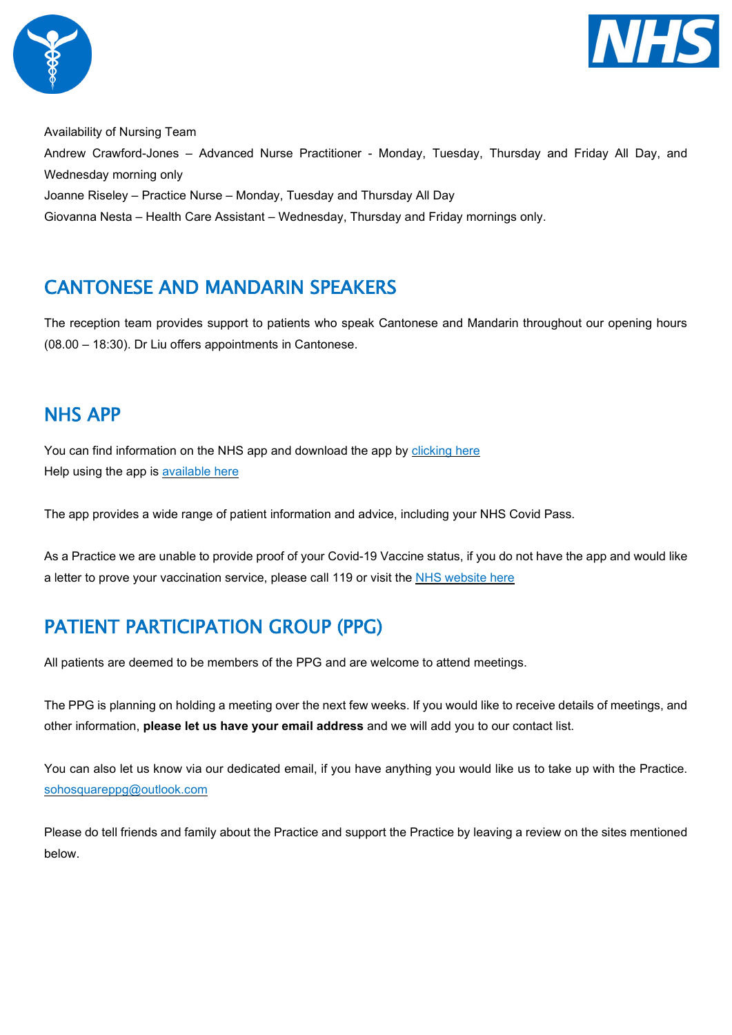Availability of Nursing Team

Andrew Crawford-Jones – Advanced Nurse Practitioner - Monday, Tuesday, Thursday and Friday All Day, and Wednesday morning only

Joanne Riseley – Practice Nurse – Monday, Tuesday and Thursday All Day

Giovanna Nesta – Health Care Assistant – Wednesday, Thursday and Friday mornings only.

## CANTONESE AND MANDARIN SPEAKERS

The reception team provides support to patients who speak Cantonese and Mandarin throughout our opening hours (08.00 – 18:30). Dr Liu offers appointments in Cantonese.

## NHS APP

You can find information on the NHS app and download the app by clicking here

Help using the app is available here

The app provides a wide range of patient information and advice, including your NHS Covid Pass.

As a Practice we are unable to provide proof of your Covid-19 Vaccine status, if you do not have the app and would like a letter to prove your vaccination service, please call 119 or visit the NHS website here

## PATIENT PARTICIPATION GROUP (PPG)

All patients are deemed to be members of the PPG and are welcome to attend meetings.

The PPG is planning on holding a meeting over the next few weeks. If you would like to receive details of meetings, and other information, **please let us have your email address** and we will add you to our contact list.

You can also let us know via our dedicated email, if you have anything you would like us to take up with the Practice. sohosquareppg@outlook.com

Please do tell friends and family about the Practice and support the Practice by leaving a review on the sites mentioned below.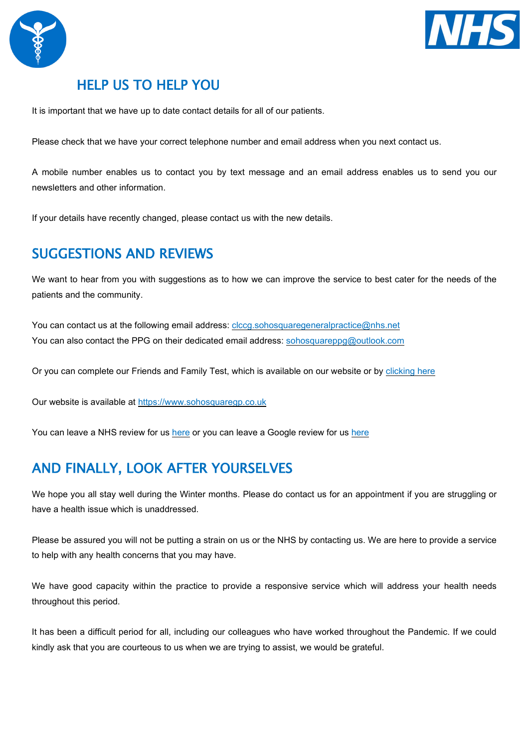## HELP US TO HELP YOU

It is important that we have up to date contact details for all of our patients.

Please check that we have your correct telephone number and email address when you next contact us.

A mobile number enables us to contact you by text message and an email address enables us to send you our newsletters and other information.

If your details have recently changed, please contact us with the new details.

## SUGGESTIONS AND REVIEWS

We want to hear from you with suggestions as to how we can improve the service to best cater for the needs of the patients and the community.

You can contact us at the following email address: clccg.sohosquaregeneralpractice@nhs.net
You can also contact the PPG on their dedicated email address: sohosquareppg@outlook.com

Or you can complete our Friends and Family Test, which is available on our website or by clicking here

Our website is available at https://www.sohosquaregp.co.uk

You can leave a NHS review for us here or you can leave a Google review for us here

## AND FINALLY, LOOK AFTER YOURSELVES

We hope you all stay well during the Winter months. Please do contact us for an appointment if you are struggling or have a health issue which is unaddressed.

Please be assured you will not be putting a strain on us or the NHS by contacting us. We are here to provide a service to help with any health concerns that you may have.

We have good capacity within the practice to provide a responsive service which will address your health needs throughout this period.

It has been a difficult period for all, including our colleagues who have worked throughout the Pandemic. If we could kindly ask that you are courteous to us when we are trying to assist, we would be grateful.